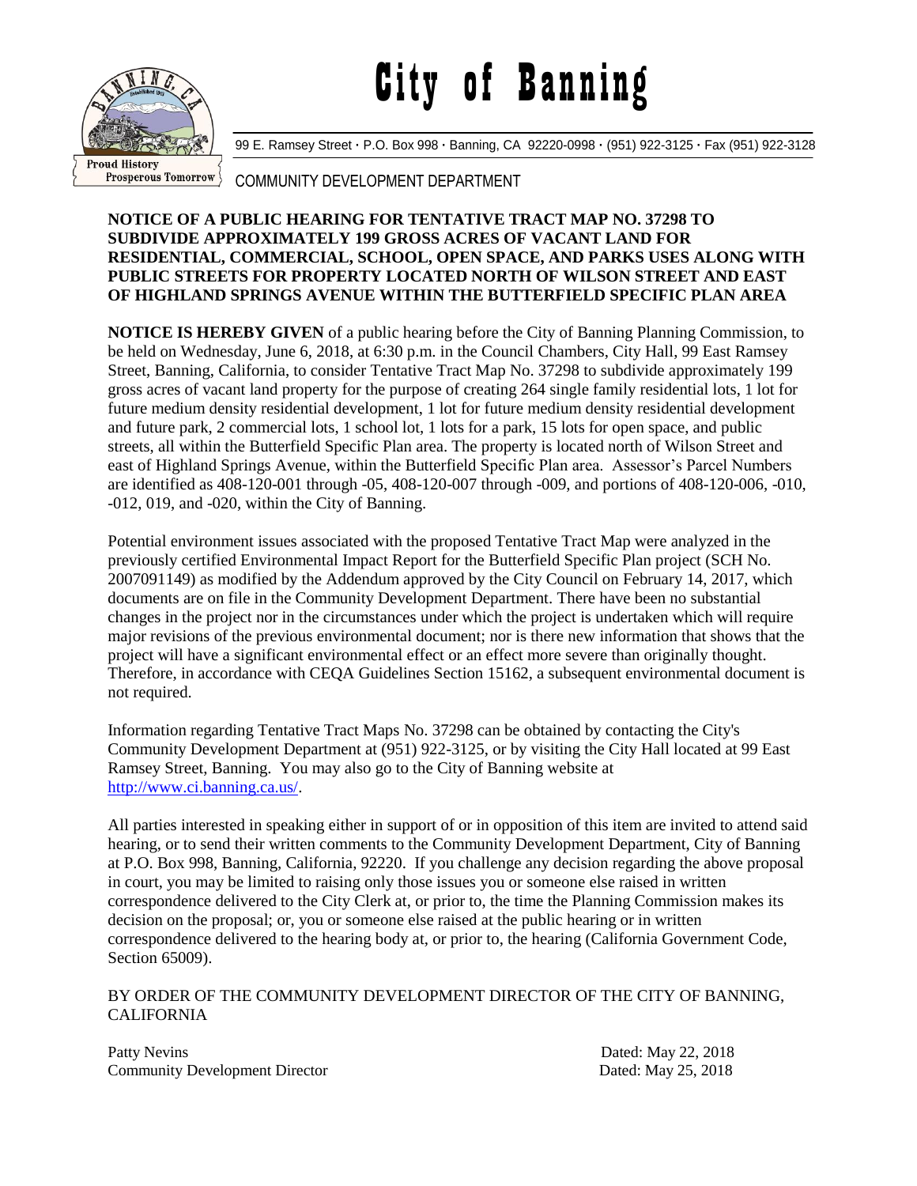# City of Banning

99 E. Ramsey Street · P.O. Box 998 · Banning, CA 92220-0998 · (951) 922-3125 · Fax (951) 922-3128

COMMUNITY DEVELOPMENT DEPARTMENT

**NOTICE OF A PUBLIC HEARING FOR TENTATIVE TRACT MAP NO. 37298 TO SUBDIVIDE APPROXIMATELY 199 GROSS ACRES OF VACANT LAND FOR RESIDENTIAL, COMMERCIAL, SCHOOL, OPEN SPACE, AND PARKS USES ALONG WITH PUBLIC STREETS FOR PROPERTY LOCATED NORTH OF WILSON STREET AND EAST OF HIGHLAND SPRINGS AVENUE WITHIN THE BUTTERFIELD SPECIFIC PLAN AREA**

**NOTICE IS HEREBY GIVEN** of a public hearing before the City of Banning Planning Commission, to be held on Wednesday, June 6, 2018, at 6:30 p.m. in the Council Chambers, City Hall, 99 East Ramsey Street, Banning, California, to consider Tentative Tract Map No. 37298 to subdivide approximately 199 gross acres of vacant land property for the purpose of creating 264 single family residential lots, 1 lot for future medium density residential development, 1 lot for future medium density residential development and future park, 2 commercial lots, 1 school lot, 1 lots for a park, 15 lots for open space, and public streets, all within the Butterfield Specific Plan area. The property is located north of Wilson Street and east of Highland Springs Avenue, within the Butterfield Specific Plan area. Assessor's Parcel Numbers are identified as 408-120-001 through -05, 408-120-007 through -009, and portions of 408-120-006, -010, -012, 019, and -020, within the City of Banning.

Potential environment issues associated with the proposed Tentative Tract Map were analyzed in the previously certified Environmental Impact Report for the Butterfield Specific Plan project (SCH No. 2007091149) as modified by the Addendum approved by the City Council on February 14, 2017, which documents are on file in the Community Development Department. There have been no substantial changes in the project nor in the circumstances under which the project is undertaken which will require major revisions of the previous environmental document; nor is there new information that shows that the project will have a significant environmental effect or an effect more severe than originally thought. Therefore, in accordance with CEQA Guidelines Section 15162, a subsequent environmental document is not required.

Information regarding Tentative Tract Maps No. 37298 can be obtained by contacting the City's Community Development Department at (951) 922-3125, or by visiting the City Hall located at 99 East Ramsey Street, Banning. You may also go to the City of Banning website at http://www.ci.banning.ca.us/.

All parties interested in speaking either in support of or in opposition of this item are invited to attend said hearing, or to send their written comments to the Community Development Department, City of Banning at P.O. Box 998, Banning, California, 92220. If you challenge any decision regarding the above proposal in court, you may be limited to raising only those issues you or someone else raised in written correspondence delivered to the City Clerk at, or prior to, the time the Planning Commission makes its decision on the proposal; or, you or someone else raised at the public hearing or in written correspondence delivered to the hearing body at, or prior to, the hearing (California Government Code, Section 65009).

BY ORDER OF THE COMMUNITY DEVELOPMENT DIRECTOR OF THE CITY OF BANNING, CALIFORNIA

Patty Nevins
Community Development Director

Dated: May 22, 2018
Dated: May 25, 2018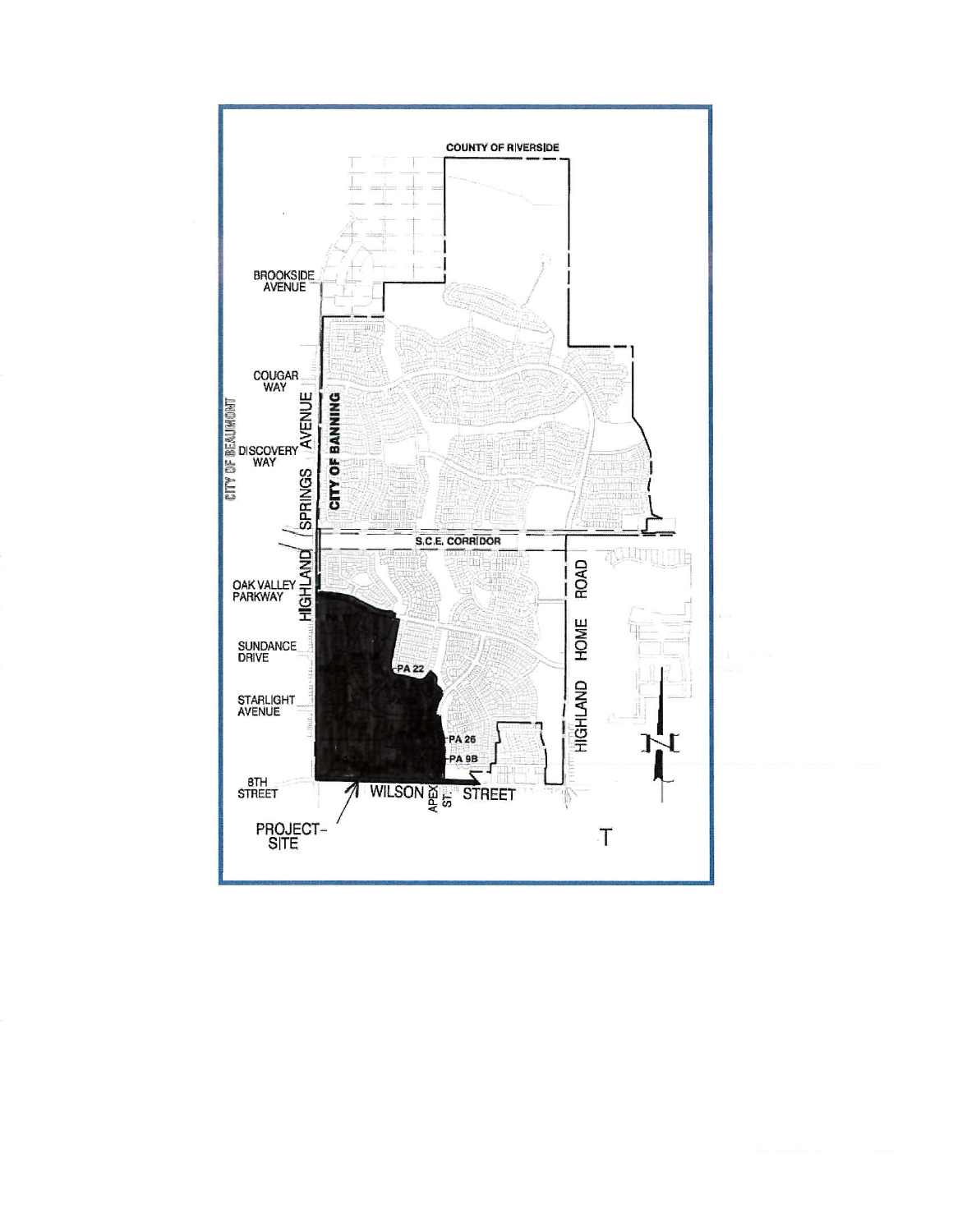COUNTY OF RIVERSIDE

BROOKSIDE AVENUE

COUGAR WAY

CITY OF BEAUMONT

DISCOVERY WAY

HIGHLAND SPRINGS AVENUE

CITY OF BANNING

S.C.E. CORRIDOR

OAK VALLEY PARKWAY

SUNDANCE DRIVE

PA 22

STARLIGHT AVENUE

PA 26

PA 9B

HIGHLAND HOME ROAD

N

8TH STREET

WILSON

APEX ST.

STREET

PROJECT-SITE

T